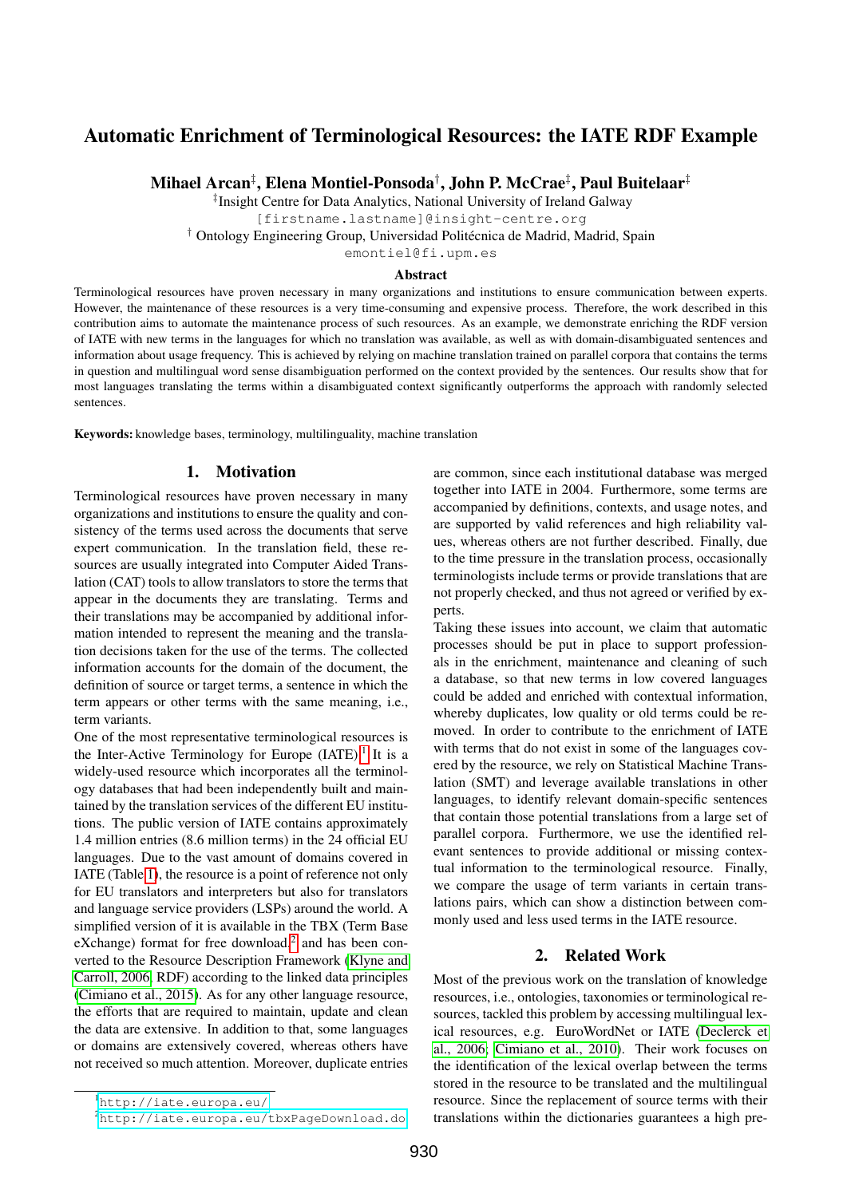# Automatic Enrichment of Terminological Resources: the IATE RDF Example

**Mihael Arcan[‡], Elena Montiel-Ponsoda[†], John P. McCrae[‡], Paul Buitelaar[‡]**

[‡]Insight Centre for Data Analytics, National University of Ireland Galway
[firstname.lastname]@insight-centre.org
[†] Ontology Engineering Group, Universidad Politécnica de Madrid, Madrid, Spain
emontiel@fi.upm.es

### Abstract

Terminological resources have proven necessary in many organizations and institutions to ensure communication between experts. However, the maintenance of these resources is a very time-consuming and expensive process. Therefore, the work described in this contribution aims to automate the maintenance process of such resources. As an example, we demonstrate enriching the RDF version of IATE with new terms in the languages for which no translation was available, as well as with domain-disambiguated sentences and information about usage frequency. This is achieved by relying on machine translation trained on parallel corpora that contains the terms in question and multilingual word sense disambiguation performed on the context provided by the sentences. Our results show that for most languages translating the terms within a disambiguated context significantly outperforms the approach with randomly selected sentences.

**Keywords:** knowledge bases, terminology, multilinguality, machine translation

## 1. Motivation

Terminological resources have proven necessary in many organizations and institutions to ensure the quality and consistency of the terms used across the documents that serve expert communication. In the translation field, these resources are usually integrated into Computer Aided Translation (CAT) tools to allow translators to store the terms that appear in the documents they are translating. Terms and their translations may be accompanied by additional information intended to represent the meaning and the translation decisions taken for the use of the terms. The collected information accounts for the domain of the document, the definition of source or target terms, a sentence in which the term appears or other terms with the same meaning, i.e., term variants.

One of the most representative terminological resources is the Inter-Active Terminology for Europe (IATE).[1] It is a widely-used resource which incorporates all the terminology databases that had been independently built and maintained by the translation services of the different EU institutions. The public version of IATE contains approximately 1.4 million entries (8.6 million terms) in the 24 official EU languages. Due to the vast amount of domains covered in IATE (Table 1), the resource is a point of reference not only for EU translators and interpreters but also for translators and language service providers (LSPs) around the world. A simplified version of it is available in the TBX (Term Base eXchange) format for free download,[2] and has been converted to the Resource Description Framework (Klyne and Carroll, 2006, RDF) according to the linked data principles (Cimiano et al., 2015). As for any other language resource, the efforts that are required to maintain, update and clean the data are extensive. In addition to that, some languages or domains are extensively covered, whereas others have not received so much attention. Moreover, duplicate entries are common, since each institutional database was merged together into IATE in 2004. Furthermore, some terms are accompanied by definitions, contexts, and usage notes, and are supported by valid references and high reliability values, whereas others are not further described. Finally, due to the time pressure in the translation process, occasionally terminologists include terms or provide translations that are not properly checked, and thus not agreed or verified by experts.

Taking these issues into account, we claim that automatic processes should be put in place to support professionals in the enrichment, maintenance and cleaning of such a database, so that new terms in low covered languages could be added and enriched with contextual information, whereby duplicates, low quality or old terms could be removed. In order to contribute to the enrichment of IATE with terms that do not exist in some of the languages covered by the resource, we rely on Statistical Machine Translation (SMT) and leverage available translations in other languages, to identify relevant domain-specific sentences that contain those potential translations from a large set of parallel corpora. Furthermore, we use the identified relevant sentences to provide additional or missing contextual information to the terminological resource. Finally, we compare the usage of term variants in certain translations pairs, which can show a distinction between commonly used and less used terms in the IATE resource.

## 2. Related Work

Most of the previous work on the translation of knowledge resources, i.e., ontologies, taxonomies or terminological resources, tackled this problem by accessing multilingual lexical resources, e.g. EuroWordNet or IATE (Declerck et al., 2006; Cimiano et al., 2010). Their work focuses on the identification of the lexical overlap between the terms stored in the resource to be translated and the multilingual resource. Since the replacement of source terms with their translations within the dictionaries guarantees a high pre-

[1] http://iate.europa.eu/
[2] http://iate.europa.eu/tbxPageDownload.do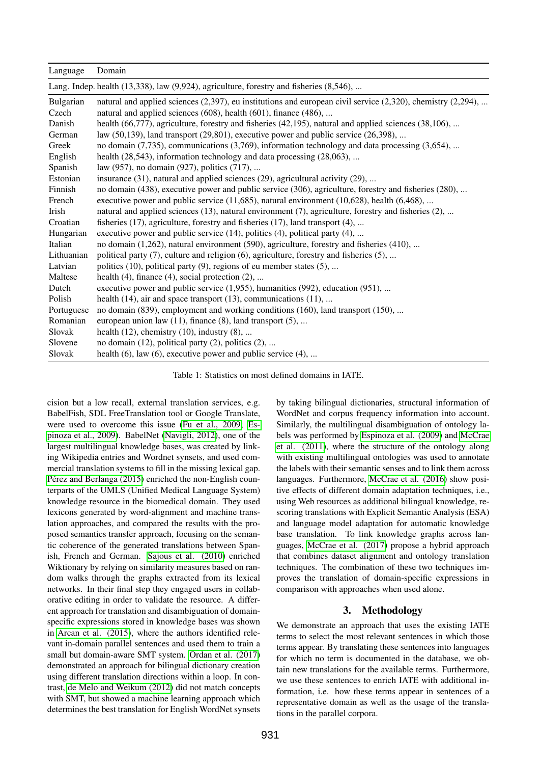| Language | Domain |
|---|---|
| Lang. Indep. | health (13,338), law (9,924), agriculture, forestry and fisheries (8,546), ... |
| Bulgarian | natural and applied sciences (2,397), eu institutions and european civil service (2,320), chemistry (2,294), ... |
| Czech | natural and applied sciences (608), health (601), finance (486), ... |
| Danish | health (66,777), agriculture, forestry and fisheries (42,195), natural and applied sciences (38,106), ... |
| German | law (50,139), land transport (29,801), executive power and public service (26,398), ... |
| Greek | no domain (7,735), communications (3,769), information technology and data processing (3,654), ... |
| English | health (28,543), information technology and data processing (28,063), ... |
| Spanish | law (957), no domain (927), politics (717), ... |
| Estonian | insurance (31), natural and applied sciences (29), agricultural activity (29), ... |
| Finnish | no domain (438), executive power and public service (306), agriculture, forestry and fisheries (280), ... |
| French | executive power and public service (11,685), natural environment (10,628), health (6,468), ... |
| Irish | natural and applied sciences (13), natural environment (7), agriculture, forestry and fisheries (2), ... |
| Croatian | fisheries (17), agriculture, forestry and fisheries (17), land transport (4), ... |
| Hungarian | executive power and public service (14), politics (4), political party (4), ... |
| Italian | no domain (1,262), natural environment (590), agriculture, forestry and fisheries (410), ... |
| Lithuanian | political party (7), culture and religion (6), agriculture, forestry and fisheries (5), ... |
| Latvian | politics (10), political party (9), regions of eu member states (5), ... |
| Maltese | health (4), finance (4), social protection (2), ... |
| Dutch | executive power and public service (1,955), humanities (992), education (951), ... |
| Polish | health (14), air and space transport (13), communications (11), ... |
| Portuguese | no domain (839), employment and working conditions (160), land transport (150), ... |
| Romanian | european union law (11), finance (8), land transport (5), ... |
| Slovak | health (12), chemistry (10), industry (8), ... |
| Slovene | no domain (12), political party (2), politics (2), ... |
| Slovak | health (6), law (6), executive power and public service (4), ... |

Table 1: Statistics on most defined domains in IATE.

cision but a low recall, external translation services, e.g. BabelFish, SDL FreeTranslation tool or Google Translate, were used to overcome this issue (Fu et al., 2009; Espinoza et al., 2009). BabelNet (Navigli, 2012), one of the largest multilingual knowledge bases, was created by linking Wikipedia entries and Wordnet synsets, and used commercial translation systems to fill in the missing lexical gap. Pérez and Berlanga (2015) enriched the non-English counterparts of the UMLS (Unified Medical Language System) knowledge resource in the biomedical domain. They used lexicons generated by word-alignment and machine translation approaches, and compared the results with the proposed semantics transfer approach, focusing on the semantic coherence of the generated translations between Spanish, French and German. Sajous et al. (2010) enriched Wiktionary by relying on similarity measures based on random walks through the graphs extracted from its lexical networks. In their final step they engaged users in collaborative editing in order to validate the resource. A different approach for translation and disambiguation of domain-specific expressions stored in knowledge bases was shown in Arcan et al. (2015), where the authors identified relevant in-domain parallel sentences and used them to train a small but domain-aware SMT system. Ordan et al. (2017) demonstrated an approach for bilingual dictionary creation using different translation directions within a loop. In contrast, de Melo and Weikum (2012) did not match concepts with SMT, but showed a machine learning approach which determines the best translation for English WordNet synsets by taking bilingual dictionaries, structural information of WordNet and corpus frequency information into account. Similarly, the multilingual disambiguation of ontology labels was performed by Espinoza et al. (2009) and McCrae et al. (2011), where the structure of the ontology along with existing multilingual ontologies was used to annotate the labels with their semantic senses and to link them across languages. Furthermore, McCrae et al. (2016) show positive effects of different domain adaptation techniques, i.e., using Web resources as additional bilingual knowledge, rescoring translations with Explicit Semantic Analysis (ESA) and language model adaptation for automatic knowledge base translation. To link knowledge graphs across languages, McCrae et al. (2017) propose a hybrid approach that combines dataset alignment and ontology translation techniques. The combination of these two techniques improves the translation of domain-specific expressions in comparison with approaches when used alone.

## 3. Methodology

We demonstrate an approach that uses the existing IATE terms to select the most relevant sentences in which those terms appear. By translating these sentences into languages for which no term is documented in the database, we obtain new translations for the available terms. Furthermore, we use these sentences to enrich IATE with additional information, i.e. how these terms appear in sentences of a representative domain as well as the usage of the translations in the parallel corpora.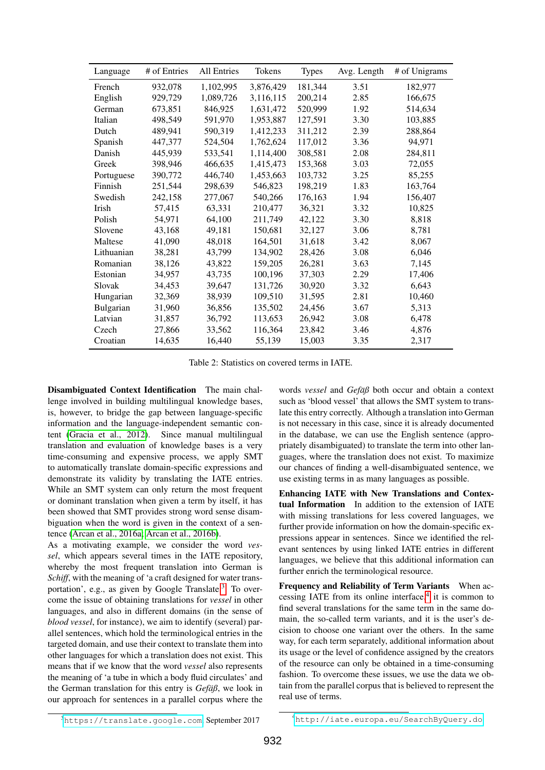| Language | # of Entries | All Entries | Tokens | Types | Avg. Length | # of Unigrams |
|---|---|---|---|---|---|---|
| French | 932,078 | 1,102,995 | 3,876,429 | 181,344 | 3.51 | 182,977 |
| English | 929,729 | 1,089,726 | 3,116,115 | 200,214 | 2.85 | 166,675 |
| German | 673,851 | 846,925 | 1,631,472 | 520,999 | 1.92 | 514,634 |
| Italian | 498,549 | 591,970 | 1,953,887 | 127,591 | 3.30 | 103,885 |
| Dutch | 489,941 | 590,319 | 1,412,233 | 311,212 | 2.39 | 288,864 |
| Spanish | 447,377 | 524,504 | 1,762,624 | 117,012 | 3.36 | 94,971 |
| Danish | 445,939 | 533,541 | 1,114,400 | 308,581 | 2.08 | 284,811 |
| Greek | 398,946 | 466,635 | 1,415,473 | 153,368 | 3.03 | 72,055 |
| Portuguese | 390,772 | 446,740 | 1,453,663 | 103,732 | 3.25 | 85,255 |
| Finnish | 251,544 | 298,639 | 546,823 | 198,219 | 1.83 | 163,764 |
| Swedish | 242,158 | 277,067 | 540,266 | 176,163 | 1.94 | 156,407 |
| Irish | 57,415 | 63,331 | 210,477 | 36,321 | 3.32 | 10,825 |
| Polish | 54,971 | 64,100 | 211,749 | 42,122 | 3.30 | 8,818 |
| Slovene | 43,168 | 49,181 | 150,681 | 32,127 | 3.06 | 8,781 |
| Maltese | 41,090 | 48,018 | 164,501 | 31,618 | 3.42 | 8,067 |
| Lithuanian | 38,281 | 43,799 | 134,902 | 28,426 | 3.08 | 6,046 |
| Romanian | 38,126 | 43,822 | 159,205 | 26,281 | 3.63 | 7,145 |
| Estonian | 34,957 | 43,735 | 100,196 | 37,303 | 2.29 | 17,406 |
| Slovak | 34,453 | 39,647 | 131,726 | 30,920 | 3.32 | 6,643 |
| Hungarian | 32,369 | 38,939 | 109,510 | 31,595 | 2.81 | 10,460 |
| Bulgarian | 31,960 | 36,856 | 135,502 | 24,456 | 3.67 | 5,313 |
| Latvian | 31,857 | 36,792 | 113,653 | 26,942 | 3.08 | 6,478 |
| Czech | 27,866 | 33,562 | 116,364 | 23,842 | 3.46 | 4,876 |
| Croatian | 14,635 | 16,440 | 55,139 | 15,003 | 3.35 | 2,317 |

Table 2: Statistics on covered terms in IATE.

**Disambiguated Context Identification** The main challenge involved in building multilingual knowledge bases, is, however, to bridge the gap between language-specific information and the language-independent semantic content (Gracia et al., 2012). Since manual multilingual translation and evaluation of knowledge bases is a very time-consuming and expensive process, we apply SMT to automatically translate domain-specific expressions and demonstrate its validity by translating the IATE entries. While an SMT system can only return the most frequent or dominant translation when given a term by itself, it has been showed that SMT provides strong word sense disambiguation when the word is given in the context of a sentence (Arcan et al., 2016a; Arcan et al., 2016b).
As a motivating example, we consider the word *vessel*, which appears several times in the IATE repository, whereby the most frequent translation into German is *Schiff*, with the meaning of 'a craft designed for water transportation', e.g., as given by Google Translate.[3] To overcome the issue of obtaining translations for *vessel* in other languages, and also in different domains (in the sense of *blood vessel*, for instance), we aim to identify (several) parallel sentences, which hold the terminological entries in the targeted domain, and use their context to translate them into other languages for which a translation does not exist. This means that if we know that the word *vessel* also represents the meaning of 'a tube in which a body fluid circulates' and the German translation for this entry is *Gefäß*, we look in our approach for sentences in a parallel corpus where the words *vessel* and *Gefäß* both occur and obtain a context such as 'blood vessel' that allows the SMT system to translate this entry correctly. Although a translation into German is not necessary in this case, since it is already documented in the database, we can use the English sentence (appropriately disambiguated) to translate the term into other languages, where the translation does not exist. To maximize our chances of finding a well-disambiguated sentence, we use existing terms in as many languages as possible.

**Enhancing IATE with New Translations and Contextual Information** In addition to the extension of IATE with missing translations for less covered languages, we further provide information on how the domain-specific expressions appear in sentences. Since we identified the relevant sentences by using linked IATE entries in different languages, we believe that this additional information can further enrich the terminological resource.

**Frequency and Reliability of Term Variants** When accessing IATE from its online interface,[4] it is common to find several translations for the same term in the same domain, the so-called term variants, and it is the user's decision to choose one variant over the others. In the same way, for each term separately, additional information about its usage or the level of confidence assigned by the creators of the resource can only be obtained in a time-consuming fashion. To overcome these issues, we use the data we obtain from the parallel corpus that is believed to represent the real use of terms.

[3] https://translate.google.com September 2017

[4] http://iate.europa.eu/SearchByQuery.do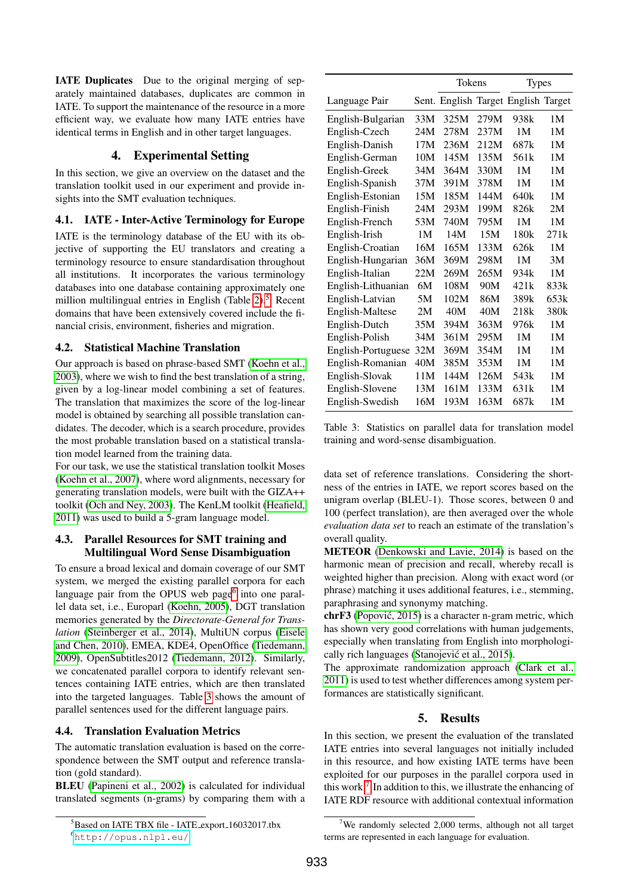**IATE Duplicates** Due to the original merging of separately maintained databases, duplicates are common in IATE. To support the maintenance of the resource in a more efficient way, we evaluate how many IATE entries have identical terms in English and in other target languages.

## 4. Experimental Setting

In this section, we give an overview on the dataset and the translation toolkit used in our experiment and provide insights into the SMT evaluation techniques.

### 4.1. IATE - Inter-Active Terminology for Europe

IATE is the terminology database of the EU with its objective of supporting the EU translators and creating a terminology resource to ensure standardisation throughout all institutions. It incorporates the various terminology databases into one database containing approximately one million multilingual entries in English (Table 2).[5] Recent domains that have been extensively covered include the financial crisis, environment, fisheries and migration.

### 4.2. Statistical Machine Translation

Our approach is based on phrase-based SMT (Koehn et al., 2003), where we wish to find the best translation of a string, given by a log-linear model combining a set of features. The translation that maximizes the score of the log-linear model is obtained by searching all possible translation candidates. The decoder, which is a search procedure, provides the most probable translation based on a statistical translation model learned from the training data.

For our task, we use the statistical translation toolkit Moses (Koehn et al., 2007), where word alignments, necessary for generating translation models, were built with the GIZA++ toolkit (Och and Ney, 2003). The KenLM toolkit (Heafield, 2011) was used to build a 5-gram language model.

### 4.3. Parallel Resources for SMT training and Multilingual Word Sense Disambiguation

To ensure a broad lexical and domain coverage of our SMT system, we merged the existing parallel corpora for each language pair from the OPUS web page[6] into one parallel data set, i.e., Europarl (Koehn, 2005), DGT translation memories generated by the *Directorate-General for Translation* (Steinberger et al., 2014), MultiUN corpus (Eisele and Chen, 2010), EMEA, KDE4, OpenOffice (Tiedemann, 2009), OpenSubtitles2012 (Tiedemann, 2012). Similarly, we concatenated parallel corpora to identify relevant sentences containing IATE entries, which are then translated into the targeted languages. Table 3 shows the amount of parallel sentences used for the different language pairs.

| | | Tokens | | Types | |
|---|---|---|---|---|---|
| Language Pair | Sent. | English | Target | English | Target |
| English-Bulgarian | 33M | 325M | 279M | 938k | 1M |
| English-Czech | 24M | 278M | 237M | 1M | 1M |
| English-Danish | 17M | 236M | 212M | 687k | 1M |
| English-German | 10M | 145M | 135M | 561k | 1M |
| English-Greek | 34M | 364M | 330M | 1M | 1M |
| English-Spanish | 37M | 391M | 378M | 1M | 1M |
| English-Estonian | 15M | 185M | 144M | 640k | 1M |
| English-Finish | 24M | 293M | 199M | 826k | 2M |
| English-French | 53M | 740M | 795M | 1M | 1M |
| English-Irish | 1M | 14M | 15M | 180k | 271k |
| English-Croatian | 16M | 165M | 133M | 626k | 1M |
| English-Hungarian | 36M | 369M | 298M | 1M | 3M |
| English-Italian | 22M | 269M | 265M | 934k | 1M |
| English-Lithuanian | 6M | 108M | 90M | 421k | 833k |
| English-Latvian | 5M | 102M | 86M | 389k | 653k |
| English-Maltese | 2M | 40M | 40M | 218k | 380k |
| English-Dutch | 35M | 394M | 363M | 976k | 1M |
| English-Polish | 34M | 361M | 295M | 1M | 1M |
| English-Portuguese | 32M | 369M | 354M | 1M | 1M |
| English-Romanian | 40M | 385M | 353M | 1M | 1M |
| English-Slovak | 11M | 144M | 126M | 543k | 1M |
| English-Slovene | 13M | 161M | 133M | 631k | 1M |
| English-Swedish | 16M | 193M | 163M | 687k | 1M |

Table 3: Statistics on parallel data for translation model training and word-sense disambiguation.

### 4.4. Translation Evaluation Metrics

The automatic translation evaluation is based on the correspondence between the SMT output and reference translation (gold standard).

**BLEU** (Papineni et al., 2002) is calculated for individual translated segments (n-grams) by comparing them with a data set of reference translations. Considering the shortness of the entries in IATE, we report scores based on the unigram overlap (BLEU-1). Those scores, between 0 and 100 (perfect translation), are then averaged over the whole *evaluation data set* to reach an estimate of the translation's overall quality.

**METEOR** (Denkowski and Lavie, 2014) is based on the harmonic mean of precision and recall, whereby recall is weighted higher than precision. Along with exact word (or phrase) matching it uses additional features, i.e., stemming, paraphrasing and synonymy matching.

**chrF3** (Popović, 2015) is a character n-gram metric, which has shown very good correlations with human judgements, especially when translating from English into morphologically rich languages (Stanojević et al., 2015).

The approximate randomization approach (Clark et al., 2011) is used to test whether differences among system performances are statistically significant.

## 5. Results

In this section, we present the evaluation of the translated IATE entries into several languages not initially included in this resource, and how existing IATE terms have been exploited for our purposes in the parallel corpora used in this work.[7] In addition to this, we illustrate the enhancing of IATE RDF resource with additional contextual information

[5] Based on IATE TBX file - IATE_export_16032017.tbx

[6] http://opus.nlpl.eu/

[7] We randomly selected 2,000 terms, although not all target terms are represented in each language for evaluation.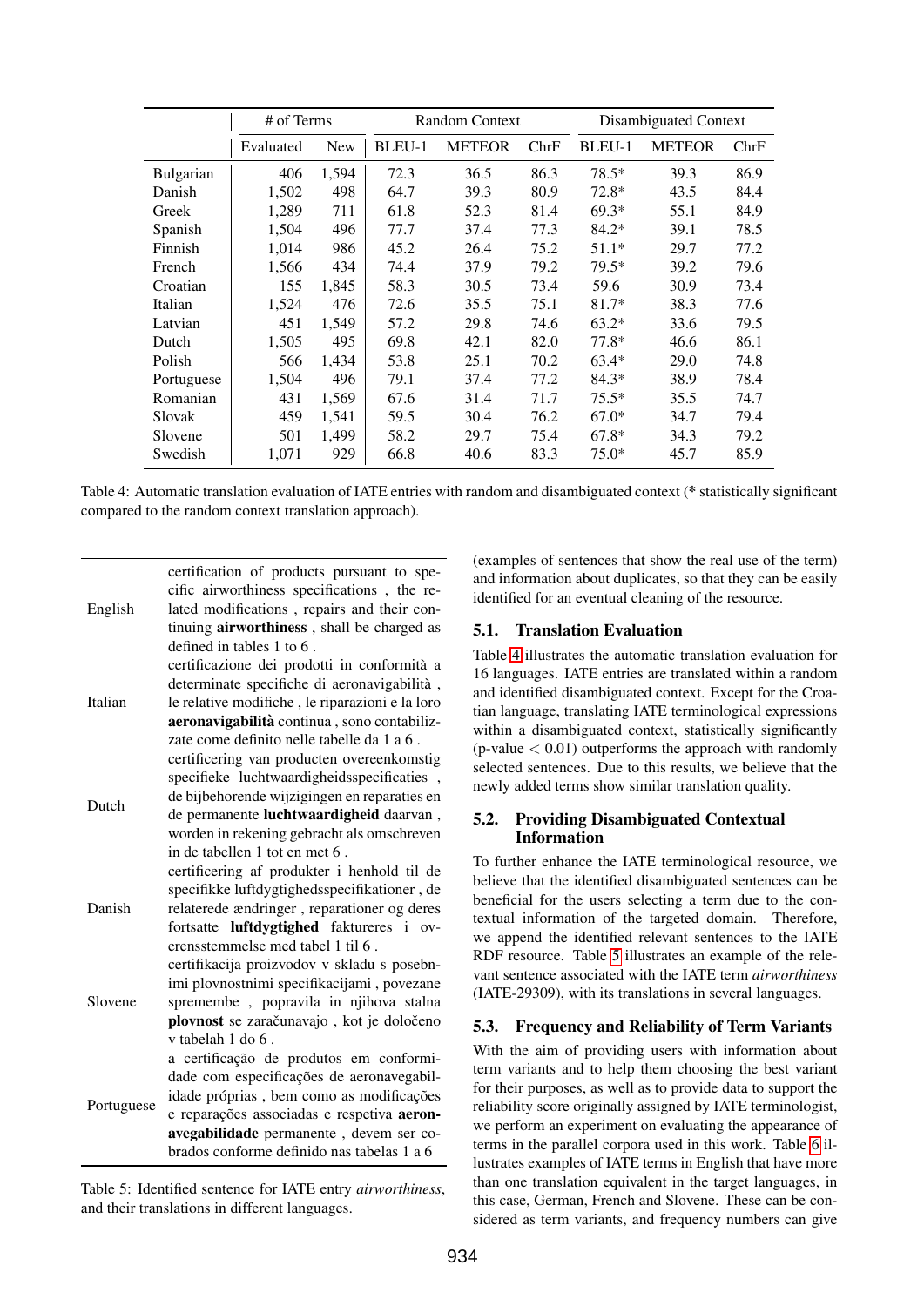| | # of Terms | | Random Context | | | Disambiguated Context | | |
|---|---|---|---|---|---|---|---|---|
| | Evaluated | New | BLEU-1 | METEOR | ChrF | BLEU-1 | METEOR | ChrF |
| Bulgarian | 406 | 1,594 | 72.3 | 36.5 | 86.3 | 78.5* | 39.3 | 86.9 |
| Danish | 1,502 | 498 | 64.7 | 39.3 | 80.9 | 72.8* | 43.5 | 84.4 |
| Greek | 1,289 | 711 | 61.8 | 52.3 | 81.4 | 69.3* | 55.1 | 84.9 |
| Spanish | 1,504 | 496 | 77.7 | 37.4 | 77.3 | 84.2* | 39.1 | 78.5 |
| Finnish | 1,014 | 986 | 45.2 | 26.4 | 75.2 | 51.1* | 29.7 | 77.2 |
| French | 1,566 | 434 | 74.4 | 37.9 | 79.2 | 79.5* | 39.2 | 79.6 |
| Croatian | 155 | 1,845 | 58.3 | 30.5 | 73.4 | 59.6 | 30.9 | 73.4 |
| Italian | 1,524 | 476 | 72.6 | 35.5 | 75.1 | 81.7* | 38.3 | 77.6 |
| Latvian | 451 | 1,549 | 57.2 | 29.8 | 74.6 | 63.2* | 33.6 | 79.5 |
| Dutch | 1,505 | 495 | 69.8 | 42.1 | 82.0 | 77.8* | 46.6 | 86.1 |
| Polish | 566 | 1,434 | 53.8 | 25.1 | 70.2 | 63.4* | 29.0 | 74.8 |
| Portuguese | 1,504 | 496 | 79.1 | 37.4 | 77.2 | 84.3* | 38.9 | 78.4 |
| Romanian | 431 | 1,569 | 67.6 | 31.4 | 71.7 | 75.5* | 35.5 | 74.7 |
| Slovak | 459 | 1,541 | 59.5 | 30.4 | 76.2 | 67.0* | 34.7 | 79.4 |
| Slovene | 501 | 1,499 | 58.2 | 29.7 | 75.4 | 67.8* | 34.3 | 79.2 |
| Swedish | 1,071 | 929 | 66.8 | 40.6 | 83.3 | 75.0* | 45.7 | 85.9 |

Table 4: Automatic translation evaluation of IATE entries with random and disambiguated context (* statistically significant compared to the random context translation approach).

| | |
|---|---|
| English | certification of products pursuant to specific airworthiness specifications , the related modifications , repairs and their continuing **airworthiness** , shall be charged as defined in tables 1 to 6 . |
| Italian | certificazione dei prodotti in conformità a determinate specifiche di aeronavigabilità , le relative modifiche , le riparazioni e la loro **aeronavigabilità** continua , sono contabilizzate come definito nelle tabelle da 1 a 6 . |
| Dutch | certificering van producten overeenkomstig specifieke luchtwaardigheidsspecificaties , de bijbehorende wijzigingen en reparaties en de permanente **luchtwaardigheid** daarvan , worden in rekening gebracht als omschreven in de tabellen 1 tot en met 6 . |
| Danish | certificering af produkter i henhold til de specifikke luftdygtighedsspecifikationer , de relaterede ændringer , reparationer og deres fortsatte **luftdygtighed** faktureres i overensstemmelse med tabel 1 til 6 . |
| Slovene | certifikacija proizvodov v skladu s posebnimi plovnostnimi specifikacijami , povezane spremembe , popravila in njihova stalna **plovnost** se zaračunavajo , kot je določeno v tabelah 1 do 6 . |
| Portuguese | a certificação de produtos em conformidade com especificações de aeronavegabilidade próprias , bem como as modificações e reparações associadas e respetiva **aeronavegabilidade** permanente , devem ser cobrados conforme definido nas tabelas 1 a 6 |

Table 5: Identified sentence for IATE entry *airworthiness*, and their translations in different languages.

(examples of sentences that show the real use of the term) and information about duplicates, so that they can be easily identified for an eventual cleaning of the resource.

### 5.1. Translation Evaluation

Table 4 illustrates the automatic translation evaluation for 16 languages. IATE entries are translated within a random and identified disambiguated context. Except for the Croatian language, translating IATE terminological expressions within a disambiguated context, statistically significantly (p-value $< 0.01$) outperforms the approach with randomly selected sentences. Due to this results, we believe that the newly added terms show similar translation quality.

### 5.2. Providing Disambiguated Contextual Information

To further enhance the IATE terminological resource, we believe that the identified disambiguated sentences can be beneficial for the users selecting a term due to the contextual information of the targeted domain. Therefore, we append the identified relevant sentences to the IATE RDF resource. Table 5 illustrates an example of the relevant sentence associated with the IATE term *airworthiness* (IATE-29309), with its translations in several languages.

### 5.3. Frequency and Reliability of Term Variants

With the aim of providing users with information about term variants and to help them choosing the best variant for their purposes, as well as to provide data to support the reliability score originally assigned by IATE terminologist, we perform an experiment on evaluating the appearance of terms in the parallel corpora used in this work. Table 6 illustrates examples of IATE terms in English that have more than one translation equivalent in the target languages, in this case, German, French and Slovene. These can be considered as term variants, and frequency numbers can give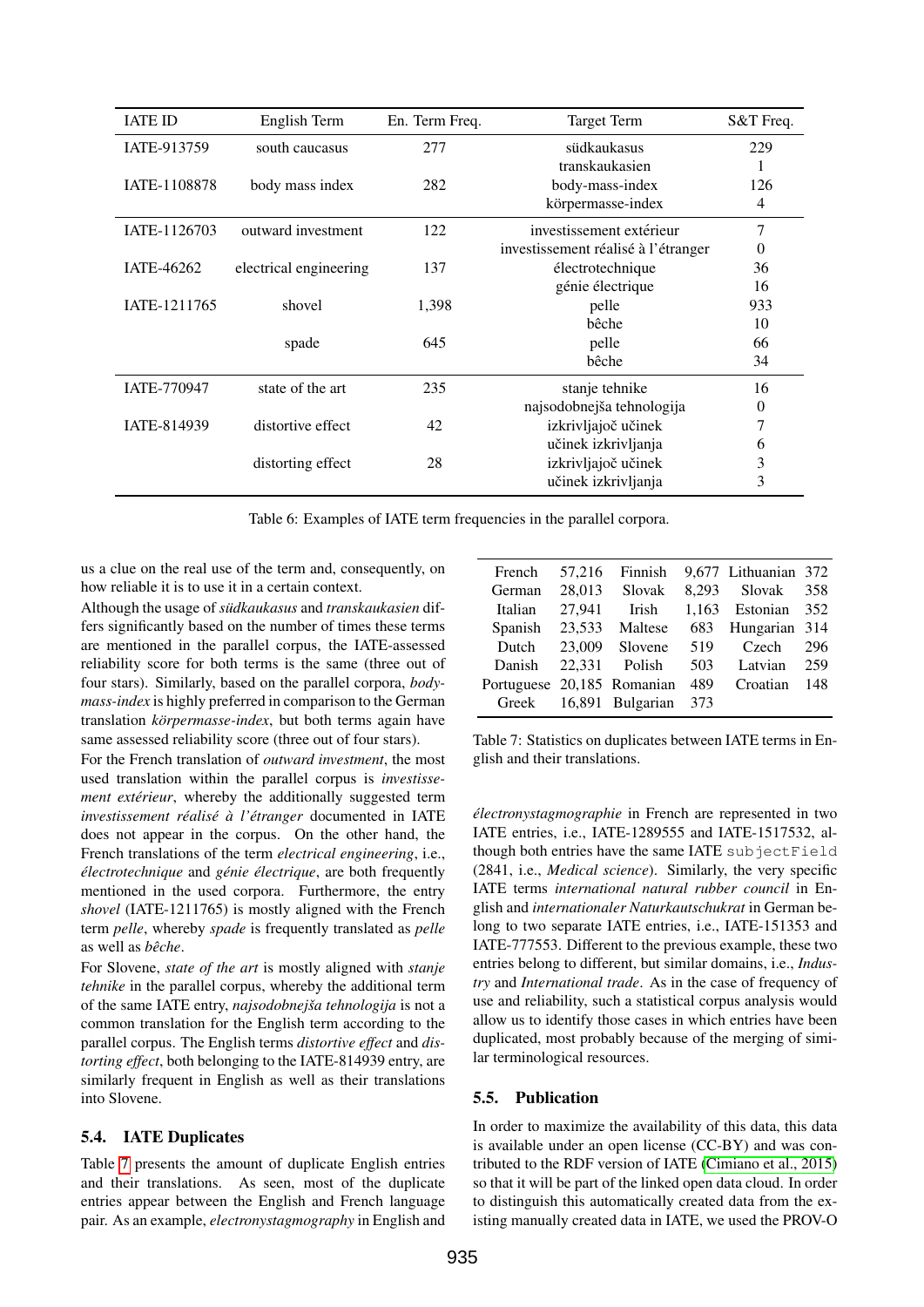| IATE ID | English Term | En. Term Freq. | Target Term | S&T Freq. |
|---|---|---|---|---|
| IATE-913759 | south caucasus | 277 | südkaukasus | 229 |
| | | | transkaukasien | 1 |
| IATE-1108878 | body mass index | 282 | body-mass-index | 126 |
| | | | körpermasse-index | 4 |
| IATE-1126703 | outward investment | 122 | investissement extérieur | 7 |
| | | | investissement réalisé à l'étranger | 0 |
| IATE-46262 | electrical engineering | 137 | électrotechnique | 36 |
| | | | génie électrique | 16 |
| IATE-1211765 | shovel | 1,398 | pelle | 933 |
| | | | bêche | 10 |
| | spade | 645 | pelle | 66 |
| | | | bêche | 34 |
| IATE-770947 | state of the art | 235 | stanje tehnike | 16 |
| | | | najsodobnejša tehnologija | 0 |
| IATE-814939 | distortive effect | 42 | izkrivljajoč učinek | 7 |
| | | | učinek izkrivljanja | 6 |
| | distorting effect | 28 | izkrivljajoč učinek | 3 |
| | | | učinek izkrivljanja | 3 |

Table 6: Examples of IATE term frequencies in the parallel corpora.

us a clue on the real use of the term and, consequently, on how reliable it is to use it in a certain context.

Although the usage of *südkaukasus* and *transkaukasien* differs significantly based on the number of times these terms are mentioned in the parallel corpus, the IATE-assessed reliability score for both terms is the same (three out of four stars). Similarly, based on the parallel corpora, *body-mass-index* is highly preferred in comparison to the German translation *körpermasse-index*, but both terms again have same assessed reliability score (three out of four stars).

For the French translation of *outward investment*, the most used translation within the parallel corpus is *investissement extérieur*, whereby the additionally suggested term *investissement réalisé à l'étranger* documented in IATE does not appear in the corpus. On the other hand, the French translations of the term *electrical engineering*, i.e., *électrotechnique* and *génie électrique*, are both frequently mentioned in the used corpora. Furthermore, the entry *shovel* (IATE-1211765) is mostly aligned with the French term *pelle*, whereby *spade* is frequently translated as *pelle* as well as *bêche*.

For Slovene, *state of the art* is mostly aligned with *stanje tehnike* in the parallel corpus, whereby the additional term of the same IATE entry, *najsodobnejša tehnologija* is not a common translation for the English term according to the parallel corpus. The English terms *distortive effect* and *distorting effect*, both belonging to the IATE-814939 entry, are similarly frequent in English as well as their translations into Slovene.

### 5.4. IATE Duplicates

Table 7 presents the amount of duplicate English entries and their translations. As seen, most of the duplicate entries appear between the English and French language pair. As an example, *electronystagmography* in English and

| | | | | | |
|---|---|---|---|---|---|
| French | 57,216 | Finnish | 9,677 | Lithuanian | 372 |
| German | 28,013 | Slovak | 8,293 | Slovak | 358 |
| Italian | 27,941 | Irish | 1,163 | Estonian | 352 |
| Spanish | 23,533 | Maltese | 683 | Hungarian | 314 |
| Dutch | 23,009 | Slovene | 519 | Czech | 296 |
| Danish | 22,331 | Polish | 503 | Latvian | 259 |
| Portuguese | 20,185 | Romanian | 489 | Croatian | 148 |
| Greek | 16,891 | Bulgarian | 373 | | |

Table 7: Statistics on duplicates between IATE terms in English and their translations.

*électronystagmographie* in French are represented in two IATE entries, i.e., IATE-1289555 and IATE-1517532, although both entries have the same IATE `subjectField` (2841, i.e., *Medical science*). Similarly, the very specific IATE terms *international natural rubber council* in English and *internationaler Naturkautschukrat* in German belong to two separate IATE entries, i.e., IATE-151353 and IATE-777553. Different to the previous example, these two entries belong to different, but similar domains, i.e., *Industry* and *International trade*. As in the case of frequency of use and reliability, such a statistical corpus analysis would allow us to identify those cases in which entries have been duplicated, most probably because of the merging of similar terminological resources.

### 5.5. Publication

In order to maximize the availability of this data, this data is available under an open license (CC-BY) and was contributed to the RDF version of IATE (Cimiano et al., 2015) so that it will be part of the linked open data cloud. In order to distinguish this automatically created data from the existing manually created data in IATE, we used the PROV-O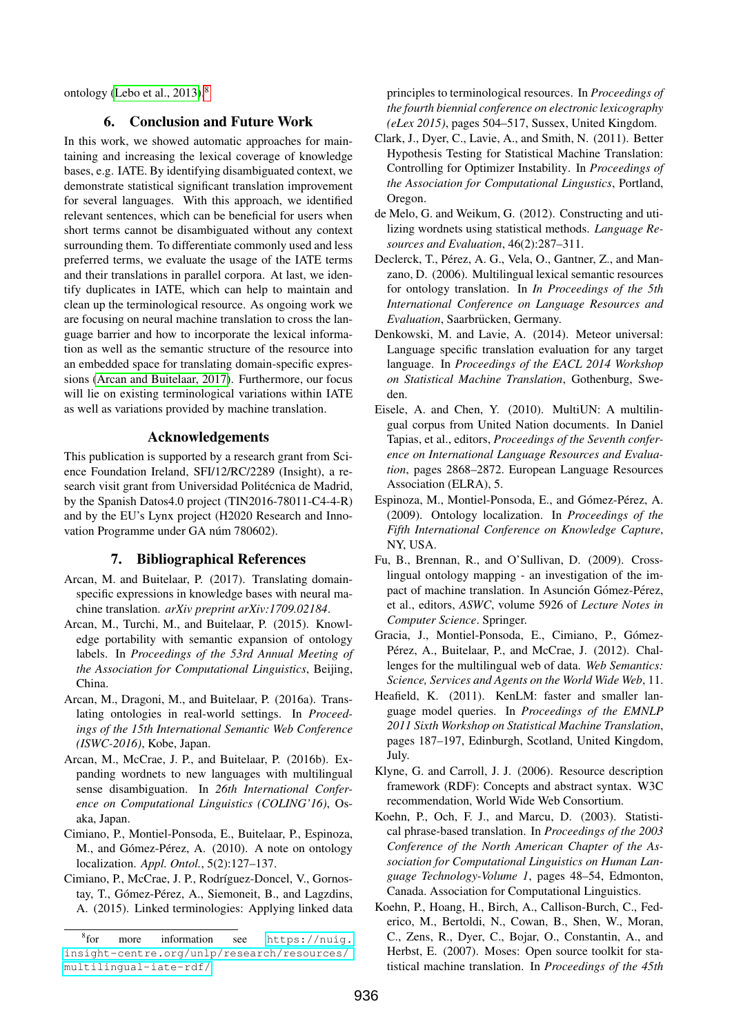ontology (Lebo et al., 2013).[8]

## 6. Conclusion and Future Work

In this work, we showed automatic approaches for maintaining and increasing the lexical coverage of knowledge bases, e.g. IATE. By identifying disambiguated context, we demonstrate statistical significant translation improvement for several languages. With this approach, we identified relevant sentences, which can be beneficial for users when short terms cannot be disambiguated without any context surrounding them. To differentiate commonly used and less preferred terms, we evaluate the usage of the IATE terms and their translations in parallel corpora. At last, we identify duplicates in IATE, which can help to maintain and clean up the terminological resource. As ongoing work we are focusing on neural machine translation to cross the language barrier and how to incorporate the lexical information as well as the semantic structure of the resource into an embedded space for translating domain-specific expressions (Arcan and Buitelaar, 2017). Furthermore, our focus will lie on existing terminological variations within IATE as well as variations provided by machine translation.

## Acknowledgements

This publication is supported by a research grant from Science Foundation Ireland, SFI/12/RC/2289 (Insight), a research visit grant from Universidad Politécnica de Madrid, by the Spanish Datos4.0 project (TIN2016-78011-C4-4-R) and by the EU's Lynx project (H2020 Research and Innovation Programme under GA núm 780602).

## 7. Bibliographical References

Arcan, M. and Buitelaar, P. (2017). Translating domain-specific expressions in knowledge bases with neural machine translation. *arXiv preprint arXiv:1709.02184*.

Arcan, M., Turchi, M., and Buitelaar, P. (2015). Knowledge portability with semantic expansion of ontology labels. In *Proceedings of the 53rd Annual Meeting of the Association for Computational Linguistics*, Beijing, China.

Arcan, M., Dragoni, M., and Buitelaar, P. (2016a). Translating ontologies in real-world settings. In *Proceedings of the 15th International Semantic Web Conference (ISWC-2016)*, Kobe, Japan.

Arcan, M., McCrae, J. P., and Buitelaar, P. (2016b). Expanding wordnets to new languages with multilingual sense disambiguation. In *26th International Conference on Computational Linguistics (COLING'16)*, Osaka, Japan.

Cimiano, P., Montiel-Ponsoda, E., Buitelaar, P., Espinoza, M., and Gómez-Pérez, A. (2010). A note on ontology localization. *Appl. Ontol.*, 5(2):127–137.

Cimiano, P., McCrae, J. P., Rodríguez-Doncel, V., Gornostay, T., Gómez-Pérez, A., Siemoneit, B., and Lagzdins, A. (2015). Linked terminologies: Applying linked data principles to terminological resources. In *Proceedings of the fourth biennial conference on electronic lexicography (eLex 2015)*, pages 504–517, Sussex, United Kingdom.

Clark, J., Dyer, C., Lavie, A., and Smith, N. (2011). Better Hypothesis Testing for Statistical Machine Translation: Controlling for Optimizer Instability. In *Proceedings of the Association for Computational Linguistics*, Portland, Oregon.

de Melo, G. and Weikum, G. (2012). Constructing and utilizing wordnets using statistical methods. *Language Resources and Evaluation*, 46(2):287–311.

Declerck, T., Pérez, A. G., Vela, O., Gantner, Z., and Manzano, D. (2006). Multilingual lexical semantic resources for ontology translation. In *In Proceedings of the 5th International Conference on Language Resources and Evaluation*, Saarbrücken, Germany.

Denkowski, M. and Lavie, A. (2014). Meteor universal: Language specific translation evaluation for any target language. In *Proceedings of the EACL 2014 Workshop on Statistical Machine Translation*, Gothenburg, Sweden.

Eisele, A. and Chen, Y. (2010). MultiUN: A multilingual corpus from United Nation documents. In Daniel Tapias, et al., editors, *Proceedings of the Seventh conference on International Language Resources and Evaluation*, pages 2868–2872. European Language Resources Association (ELRA), 5.

Espinoza, M., Montiel-Ponsoda, E., and Gómez-Pérez, A. (2009). Ontology localization. In *Proceedings of the Fifth International Conference on Knowledge Capture*, NY, USA.

Fu, B., Brennan, R., and O'Sullivan, D. (2009). Cross-lingual ontology mapping - an investigation of the impact of machine translation. In Asunción Gómez-Pérez, et al., editors, *ASWC*, volume 5926 of *Lecture Notes in Computer Science*. Springer.

Gracia, J., Montiel-Ponsoda, E., Cimiano, P., Gómez-Pérez, A., Buitelaar, P., and McCrae, J. (2012). Challenges for the multilingual web of data. *Web Semantics: Science, Services and Agents on the World Wide Web*, 11.

Heafield, K. (2011). KenLM: faster and smaller language model queries. In *Proceedings of the EMNLP 2011 Sixth Workshop on Statistical Machine Translation*, pages 187–197, Edinburgh, Scotland, United Kingdom, July.

Klyne, G. and Carroll, J. J. (2006). Resource description framework (RDF): Concepts and abstract syntax. W3C recommendation, World Wide Web Consortium.

Koehn, P., Och, F. J., and Marcu, D. (2003). Statistical phrase-based translation. In *Proceedings of the 2003 Conference of the North American Chapter of the Association for Computational Linguistics on Human Language Technology-Volume 1*, pages 48–54, Edmonton, Canada. Association for Computational Linguistics.

Koehn, P., Hoang, H., Birch, A., Callison-Burch, C., Federico, M., Bertoldi, N., Cowan, B., Shen, W., Moran, C., Zens, R., Dyer, C., Bojar, O., Constantin, A., and Herbst, E. (2007). Moses: Open source toolkit for statistical machine translation. In *Proceedings of the 45th*

[8] for more information see https://nuig.insight-centre.org/unlp/research/resources/multilingual-iate-rdf/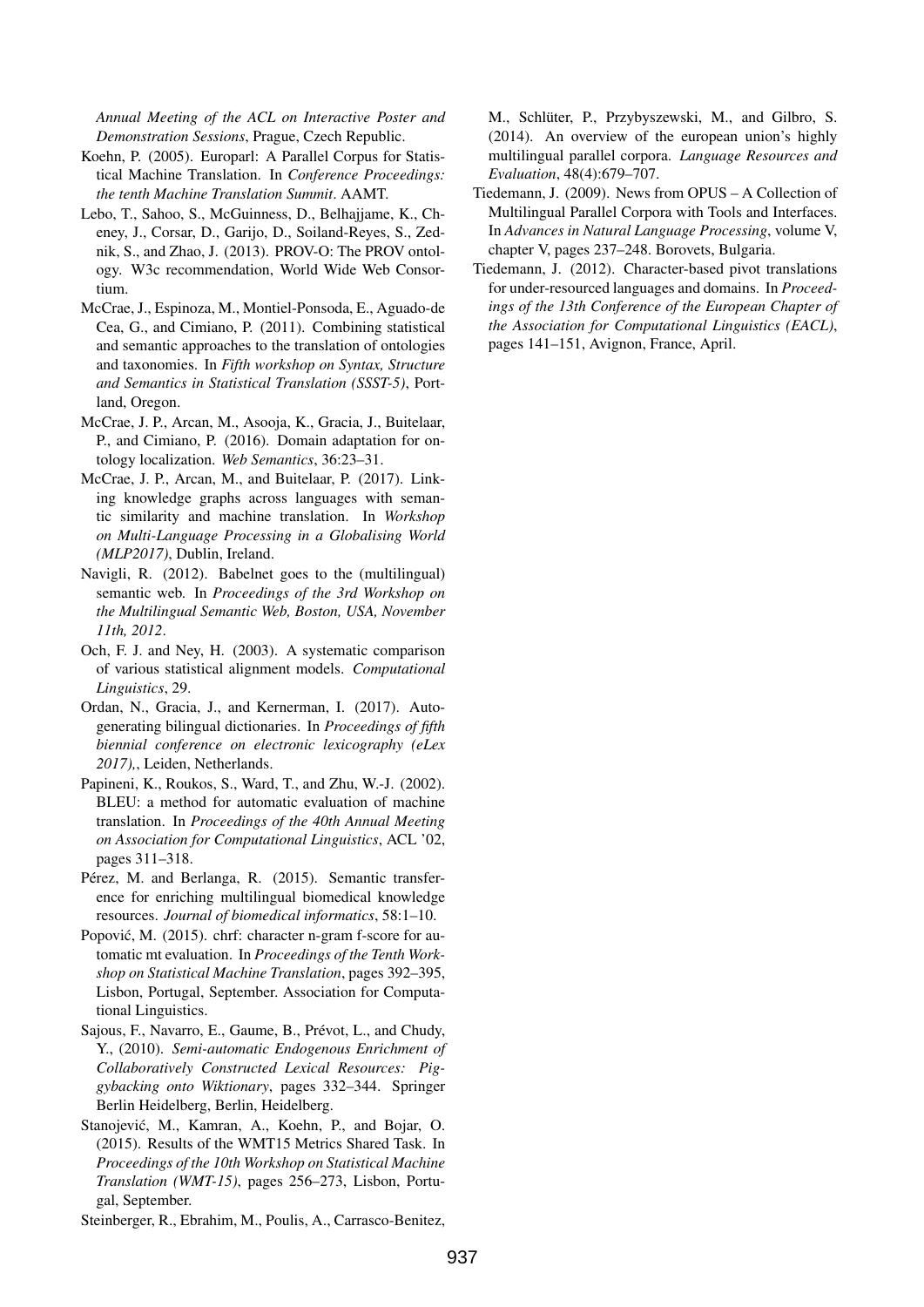*Annual Meeting of the ACL on Interactive Poster and Demonstration Sessions*, Prague, Czech Republic.

Koehn, P. (2005). Europarl: A Parallel Corpus for Statistical Machine Translation. In *Conference Proceedings: the tenth Machine Translation Summit*. AAMT.

Lebo, T., Sahoo, S., McGuinness, D., Belhajjame, K., Cheney, J., Corsar, D., Garijo, D., Soiland-Reyes, S., Zednik, S., and Zhao, J. (2013). PROV-O: The PROV ontology. W3c recommendation, World Wide Web Consortium.

McCrae, J., Espinoza, M., Montiel-Ponsoda, E., Aguado-de Cea, G., and Cimiano, P. (2011). Combining statistical and semantic approaches to the translation of ontologies and taxonomies. In *Fifth workshop on Syntax, Structure and Semantics in Statistical Translation (SSST-5)*, Portland, Oregon.

McCrae, J. P., Arcan, M., Asooja, K., Gracia, J., Buitelaar, P., and Cimiano, P. (2016). Domain adaptation for ontology localization. *Web Semantics*, 36:23–31.

McCrae, J. P., Arcan, M., and Buitelaar, P. (2017). Linking knowledge graphs across languages with semantic similarity and machine translation. In *Workshop on Multi-Language Processing in a Globalising World (MLP2017)*, Dublin, Ireland.

Navigli, R. (2012). Babelnet goes to the (multilingual) semantic web. In *Proceedings of the 3rd Workshop on the Multilingual Semantic Web, Boston, USA, November 11th, 2012*.

Och, F. J. and Ney, H. (2003). A systematic comparison of various statistical alignment models. *Computational Linguistics*, 29.

Ordan, N., Gracia, J., and Kernerman, I. (2017). Autogenerating bilingual dictionaries. In *Proceedings of fifth biennial conference on electronic lexicography (eLex 2017),*, Leiden, Netherlands.

Papineni, K., Roukos, S., Ward, T., and Zhu, W.-J. (2002). BLEU: a method for automatic evaluation of machine translation. In *Proceedings of the 40th Annual Meeting on Association for Computational Linguistics*, ACL '02, pages 311–318.

Pérez, M. and Berlanga, R. (2015). Semantic transference for enriching multilingual biomedical knowledge resources. *Journal of biomedical informatics*, 58:1–10.

Popović, M. (2015). chrf: character n-gram f-score for automatic mt evaluation. In *Proceedings of the Tenth Workshop on Statistical Machine Translation*, pages 392–395, Lisbon, Portugal, September. Association for Computational Linguistics.

Sajous, F., Navarro, E., Gaume, B., Prévot, L., and Chudy, Y., (2010). *Semi-automatic Endogenous Enrichment of Collaboratively Constructed Lexical Resources: Piggybacking onto Wiktionary*, pages 332–344. Springer Berlin Heidelberg, Berlin, Heidelberg.

Stanojević, M., Kamran, A., Koehn, P., and Bojar, O. (2015). Results of the WMT15 Metrics Shared Task. In *Proceedings of the 10th Workshop on Statistical Machine Translation (WMT-15)*, pages 256–273, Lisbon, Portugal, September.

Steinberger, R., Ebrahim, M., Poulis, A., Carrasco-Benitez, M., Schlüter, P., Przybyszewski, M., and Gilbro, S. (2014). An overview of the european union's highly multilingual parallel corpora. *Language Resources and Evaluation*, 48(4):679–707.

Tiedemann, J. (2009). News from OPUS – A Collection of Multilingual Parallel Corpora with Tools and Interfaces. In *Advances in Natural Language Processing*, volume V, chapter V, pages 237–248. Borovets, Bulgaria.

Tiedemann, J. (2012). Character-based pivot translations for under-resourced languages and domains. In *Proceedings of the 13th Conference of the European Chapter of the Association for Computational Linguistics (EACL)*, pages 141–151, Avignon, France, April.